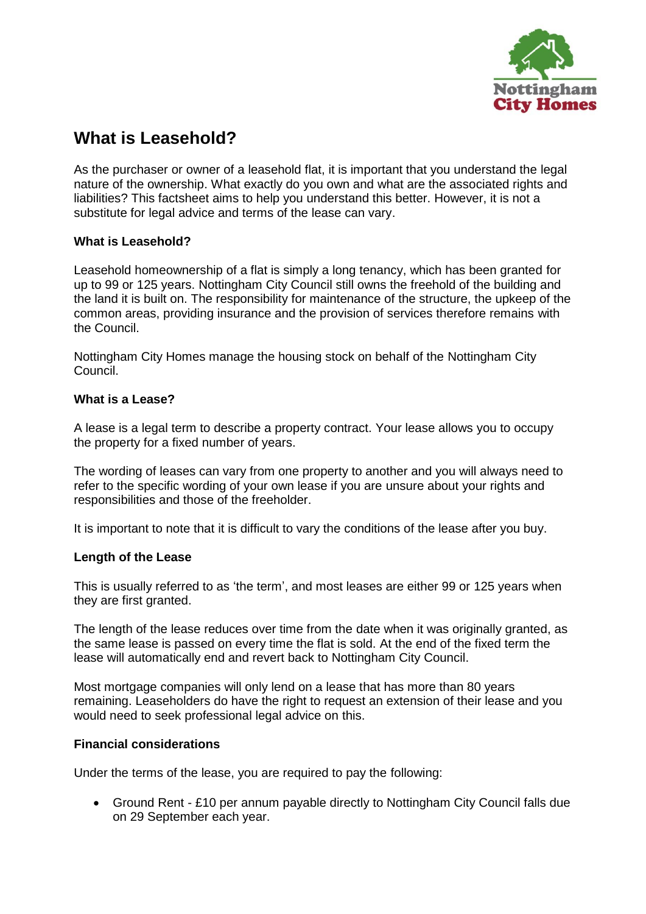# What is Leasehold?

As the purchaser or owner of a leasehold flat, it is important that you understand the legal nature of the ownership. What exactly do you own and what are the associated rights and liabilities? This factsheet aims to help you understand this better. However, it is not a substitute for legal advice and terms of the lease can vary.

### What is Leasehold?

Leasehold homeownership of a flat is simply a long tenancy, which has been granted for up to 99 or 125 years. Nottingham City Council still owns the freehold of the building and the land it is built on. The responsibility for maintenance of the structure, the upkeep of the common areas, providing insurance and the provision of services therefore remains with the Council.

Nottingham City Homes manage the housing stock on behalf of the Nottingham City Council.

### What is a Lease?

A lease is a legal term to describe a property contract. Your lease allows you to occupy the property for a fixed number of years.

The wording of leases can vary from one property to another and you will always need to refer to the specific wording of your own lease if you are unsure about your rights and responsibilities and those of the freeholder.

It is important to note that it is difficult to vary the conditions of the lease after you buy.

### Length of the Lease

This is usually referred to as 'the term', and most leases are either 99 or 125 years when they are first granted.

The length of the lease reduces over time from the date when it was originally granted, as the same lease is passed on every time the flat is sold. At the end of the fixed term the lease will automatically end and revert back to Nottingham City Council.

Most mortgage companies will only lend on a lease that has more than 80 years remaining. Leaseholders do have the right to request an extension of their lease and you would need to seek professional legal advice on this.

### Financial considerations

Under the terms of the lease, you are required to pay the following:

- Ground Rent - £10 per annum payable directly to Nottingham City Council falls due on 29 September each year.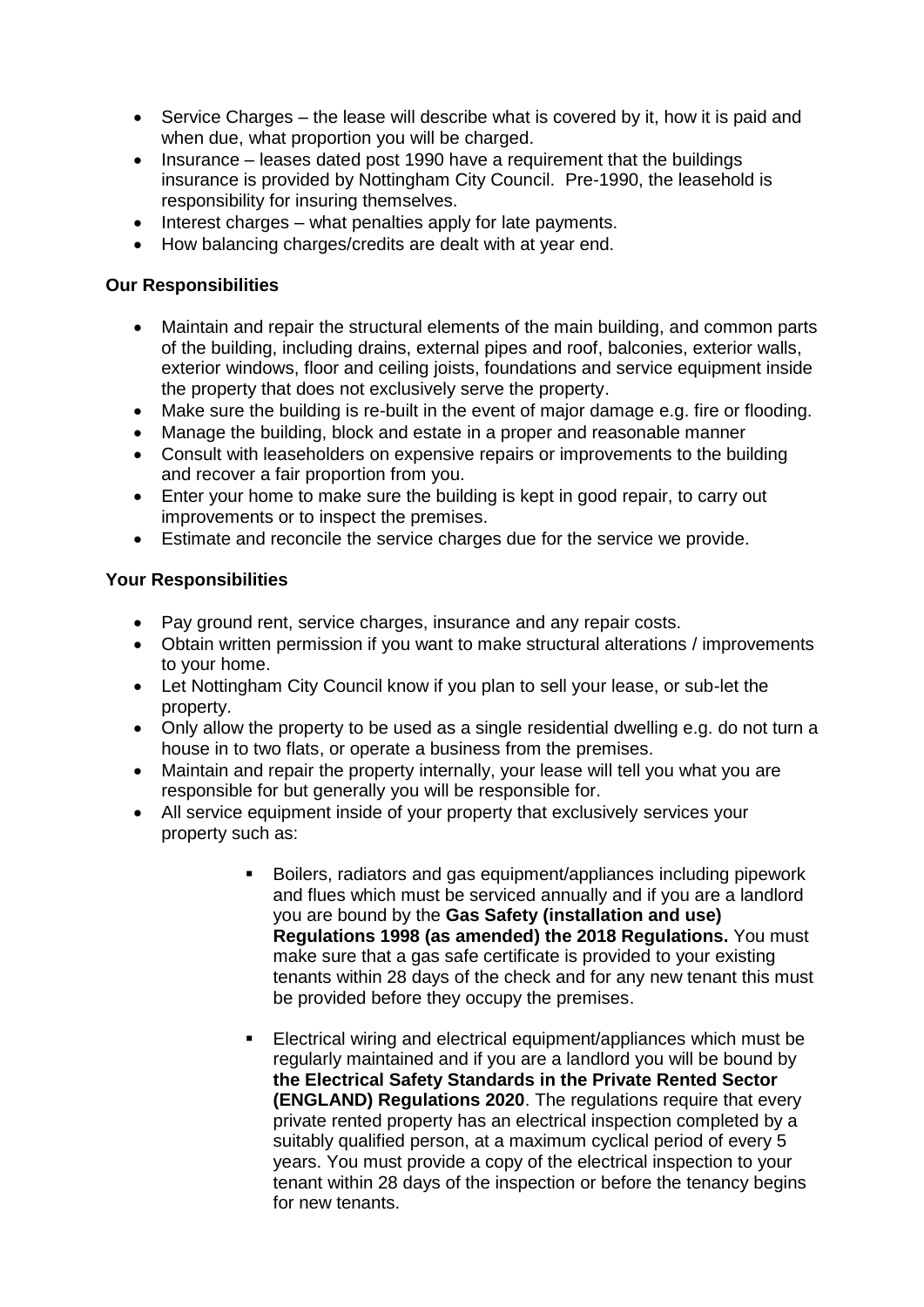- Service Charges – the lease will describe what is covered by it, how it is paid and when due, what proportion you will be charged.
- Insurance – leases dated post 1990 have a requirement that the buildings insurance is provided by Nottingham City Council. Pre-1990, the leasehold is responsibility for insuring themselves.
- Interest charges – what penalties apply for late payments.
- How balancing charges/credits are dealt with at year end.

**Our Responsibilities**

- Maintain and repair the structural elements of the main building, and common parts of the building, including drains, external pipes and roof, balconies, exterior walls, exterior windows, floor and ceiling joists, foundations and service equipment inside the property that does not exclusively serve the property.
- Make sure the building is re-built in the event of major damage e.g. fire or flooding.
- Manage the building, block and estate in a proper and reasonable manner
- Consult with leaseholders on expensive repairs or improvements to the building and recover a fair proportion from you.
- Enter your home to make sure the building is kept in good repair, to carry out improvements or to inspect the premises.
- Estimate and reconcile the service charges due for the service we provide.

**Your Responsibilities**

- Pay ground rent, service charges, insurance and any repair costs.
- Obtain written permission if you want to make structural alterations / improvements to your home.
- Let Nottingham City Council know if you plan to sell your lease, or sub-let the property.
- Only allow the property to be used as a single residential dwelling e.g. do not turn a house in to two flats, or operate a business from the premises.
- Maintain and repair the property internally, your lease will tell you what you are responsible for but generally you will be responsible for.
- All service equipment inside of your property that exclusively services your property such as:
  - Boilers, radiators and gas equipment/appliances including pipework and flues which must be serviced annually and if you are a landlord you are bound by the **Gas Safety (installation and use) Regulations 1998 (as amended) the 2018 Regulations.** You must make sure that a gas safe certificate is provided to your existing tenants within 28 days of the check and for any new tenant this must be provided before they occupy the premises.
  - Electrical wiring and electrical equipment/appliances which must be regularly maintained and if you are a landlord you will be bound by **the Electrical Safety Standards in the Private Rented Sector (ENGLAND) Regulations 2020**. The regulations require that every private rented property has an electrical inspection completed by a suitably qualified person, at a maximum cyclical period of every 5 years. You must provide a copy of the electrical inspection to your tenant within 28 days of the inspection or before the tenancy begins for new tenants.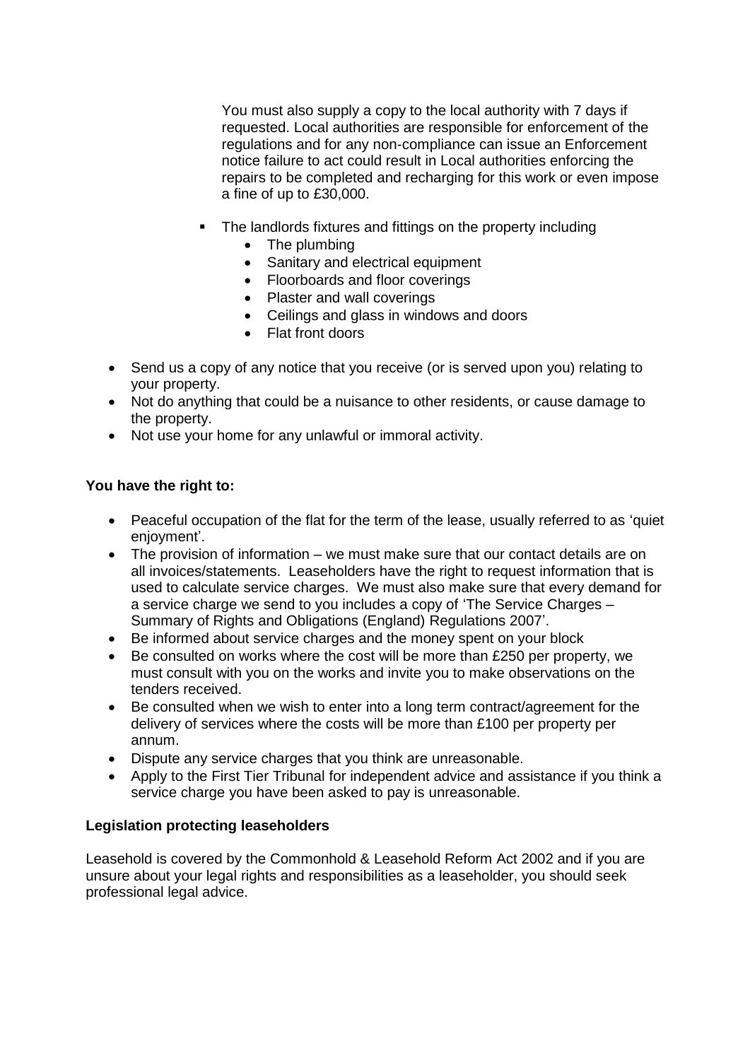You must also supply a copy to the local authority with 7 days if requested. Local authorities are responsible for enforcement of the regulations and for any non-compliance can issue an Enforcement notice failure to act could result in Local authorities enforcing the repairs to be completed and recharging for this work or even impose a fine of up to £30,000.

- The landlords fixtures and fittings on the property including
  - The plumbing
  - Sanitary and electrical equipment
  - Floorboards and floor coverings
  - Plaster and wall coverings
  - Ceilings and glass in windows and doors
  - Flat front doors

- Send us a copy of any notice that you receive (or is served upon you) relating to your property.
- Not do anything that could be a nuisance to other residents, or cause damage to the property.
- Not use your home for any unlawful or immoral activity.

**You have the right to:**

- Peaceful occupation of the flat for the term of the lease, usually referred to as 'quiet enjoyment'.
- The provision of information – we must make sure that our contact details are on all invoices/statements. Leaseholders have the right to request information that is used to calculate service charges. We must also make sure that every demand for a service charge we send to you includes a copy of 'The Service Charges – Summary of Rights and Obligations (England) Regulations 2007'.
- Be informed about service charges and the money spent on your block
- Be consulted on works where the cost will be more than £250 per property, we must consult with you on the works and invite you to make observations on the tenders received.
- Be consulted when we wish to enter into a long term contract/agreement for the delivery of services where the costs will be more than £100 per property per annum.
- Dispute any service charges that you think are unreasonable.
- Apply to the First Tier Tribunal for independent advice and assistance if you think a service charge you have been asked to pay is unreasonable.

**Legislation protecting leaseholders**

Leasehold is covered by the Commonhold & Leasehold Reform Act 2002 and if you are unsure about your legal rights and responsibilities as a leaseholder, you should seek professional legal advice.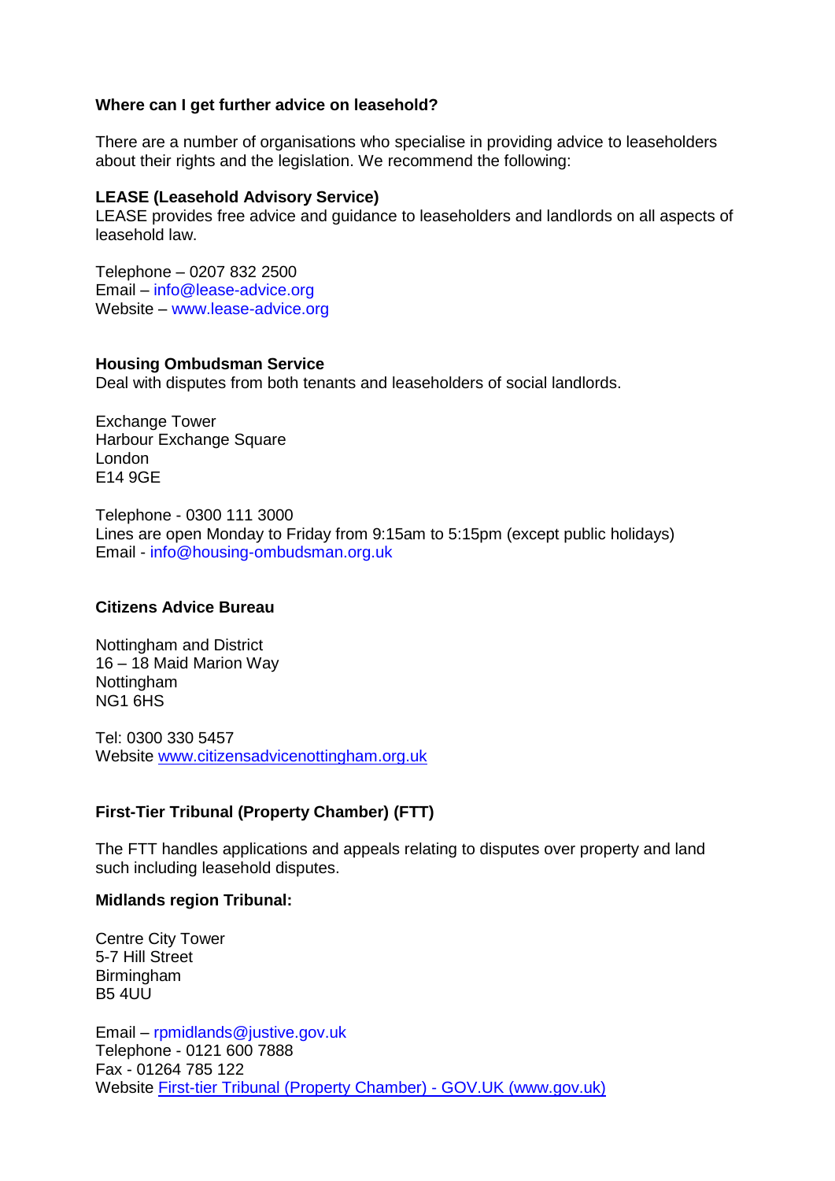**Where can I get further advice on leasehold?**

There are a number of organisations who specialise in providing advice to leaseholders about their rights and the legislation. We recommend the following:

**LEASE (Leasehold Advisory Service)**
LEASE provides free advice and guidance to leaseholders and landlords on all aspects of leasehold law.

Telephone – 0207 832 2500
Email – info@lease-advice.org
Website – www.lease-advice.org

**Housing Ombudsman Service**
Deal with disputes from both tenants and leaseholders of social landlords.

Exchange Tower
Harbour Exchange Square
London
E14 9GE

Telephone - 0300 111 3000
Lines are open Monday to Friday from 9:15am to 5:15pm (except public holidays)
Email - info@housing-ombudsman.org.uk

**Citizens Advice Bureau**

Nottingham and District
16 – 18 Maid Marion Way
Nottingham
NG1 6HS

Tel: 0300 330 5457
Website www.citizensadvicenottingham.org.uk

**First-Tier Tribunal (Property Chamber) (FTT)**

The FTT handles applications and appeals relating to disputes over property and land such including leasehold disputes.

**Midlands region Tribunal:**

Centre City Tower
5-7 Hill Street
Birmingham
B5 4UU

Email – rpmidlands@justive.gov.uk
Telephone - 0121 600 7888
Fax - 01264 785 122
Website First-tier Tribunal (Property Chamber) - GOV.UK (www.gov.uk)